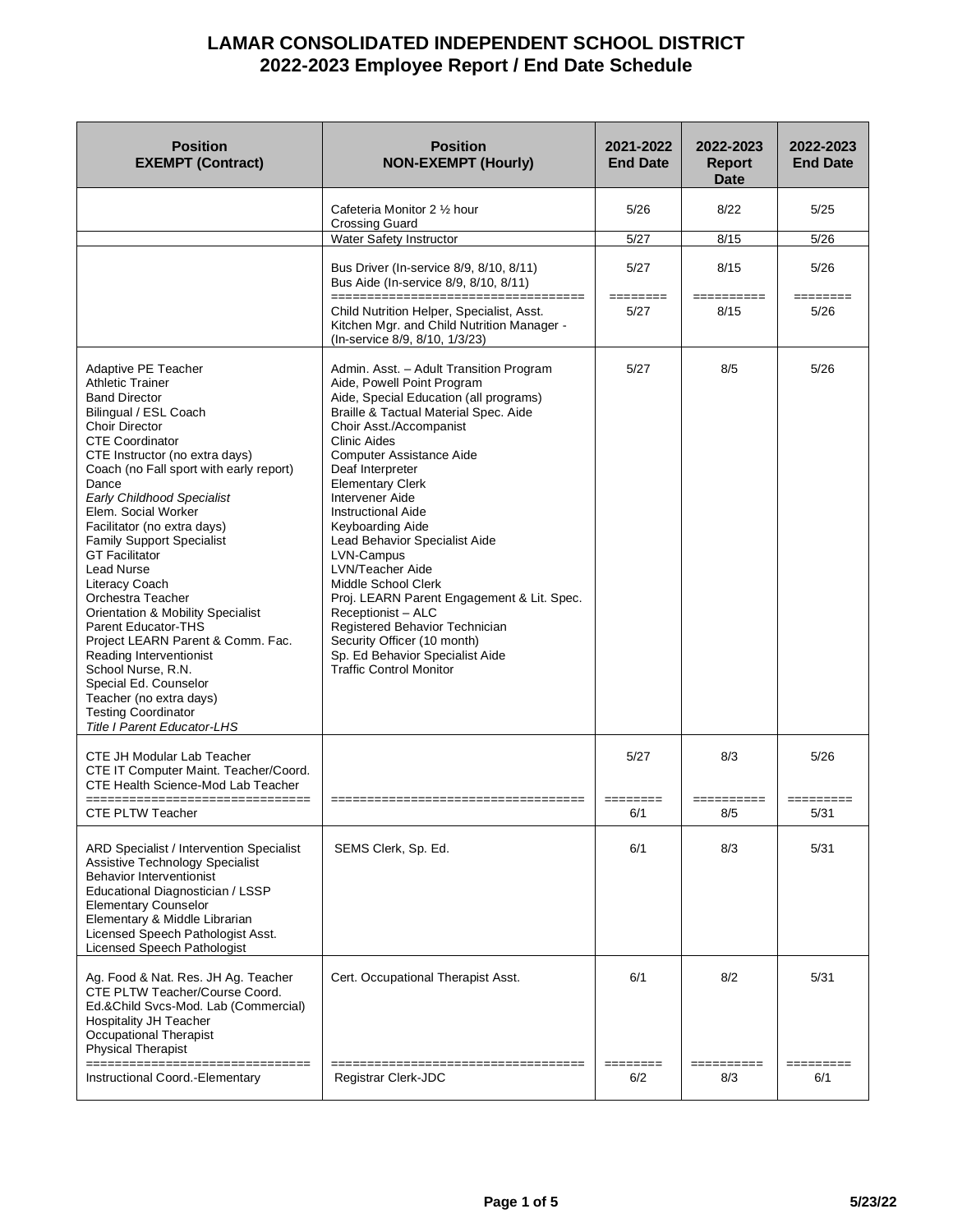# LAMAR CONSOLIDATED INDEPENDENT SCHOOL DISTRICT
## 2022-2023 Employee Report / End Date Schedule

| Position EXEMPT (Contract) | Position NON-EXEMPT (Hourly) | 2021-2022 End Date | 2022-2023 Report Date | 2022-2023 End Date |
|---|---|---|---|---|
| | Cafeteria Monitor 2 ½ hour<br>Crossing Guard | 5/26 | 8/22 | 5/25 |
| | Water Safety Instructor | 5/27 | 8/15 | 5/26 |
| | Bus Driver (In-service 8/9, 8/10, 8/11)<br>Bus Aide (In-service 8/9, 8/10, 8/11) | 5/27 | 8/15 | 5/26 |
| | Child Nutrition Helper, Specialist, Asst. Kitchen Mgr. and Child Nutrition Manager - (In-service 8/9, 8/10, 1/3/23) | 5/27 | 8/15 | 5/26 |
| Adaptive PE Teacher<br>Athletic Trainer<br>Band Director<br>Bilingual / ESL Coach<br>Choir Director<br>CTE Coordinator<br>CTE Instructor (no extra days)<br>Coach (no Fall sport with early report)<br>Dance<br>*Early Childhood Specialist*<br>Elem. Social Worker<br>Facilitator (no extra days)<br>Family Support Specialist<br>GT Facilitator<br>Lead Nurse<br>Literacy Coach<br>Orchestra Teacher<br>Orientation & Mobility Specialist<br>Parent Educator-THS<br>Project LEARN Parent & Comm. Fac.<br>Reading Interventionist<br>School Nurse, R.N.<br>Special Ed. Counselor<br>Teacher (no extra days)<br>Testing Coordinator<br>*Title I Parent Educator-LHS* | Admin. Asst. – Adult Transition Program<br>Aide, Powell Point Program<br>Aide, Special Education (all programs)<br>Braille & Tactual Material Spec. Aide<br>Choir Asst./Accompanist<br>Clinic Aides<br>Computer Assistance Aide<br>Deaf Interpreter<br>Elementary Clerk<br>Intervener Aide<br>Instructional Aide<br>Keyboarding Aide<br>Lead Behavior Specialist Aide<br>LVN-Campus<br>LVN/Teacher Aide<br>Middle School Clerk<br>Proj. LEARN Parent Engagement & Lit. Spec.<br>Receptionist – ALC<br>Registered Behavior Technician<br>Security Officer (10 month)<br>Sp. Ed Behavior Specialist Aide<br>Traffic Control Monitor | 5/27 | 8/5 | 5/26 |
| CTE JH Modular Lab Teacher<br>CTE IT Computer Maint. Teacher/Coord.<br>CTE Health Science-Mod Lab Teacher | | 5/27 | 8/3 | 5/26 |
| CTE PLTW Teacher | | 6/1 | 8/5 | 5/31 |
| ARD Specialist / Intervention Specialist<br>Assistive Technology Specialist<br>Behavior Interventionist<br>Educational Diagnostician / LSSP<br>Elementary Counselor<br>Elementary & Middle Librarian<br>Licensed Speech Pathologist Asst.<br>Licensed Speech Pathologist | SEMS Clerk, Sp. Ed. | 6/1 | 8/3 | 5/31 |
| Ag. Food & Nat. Res. JH Ag. Teacher<br>CTE PLTW Teacher/Course Coord.<br>Ed.&Child Svcs-Mod. Lab (Commercial)<br>Hospitality JH Teacher<br>Occupational Therapist<br>Physical Therapist | Cert. Occupational Therapist Asst. | 6/1 | 8/2 | 5/31 |
| Instructional Coord.-Elementary | Registrar Clerk-JDC | 6/2 | 8/3 | 6/1 |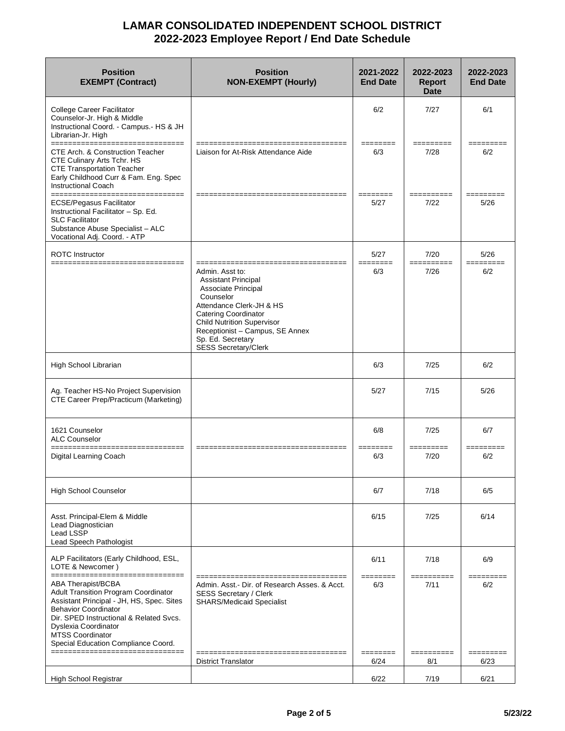# LAMAR CONSOLIDATED INDEPENDENT SCHOOL DISTRICT
## 2022-2023 Employee Report / End Date Schedule

| Position EXEMPT (Contract) | Position NON-EXEMPT (Hourly) | 2021-2022 End Date | 2022-2023 Report Date | 2022-2023 End Date |
|---|---|---|---|---|
| College Career Facilitator<br>Counselor-Jr. High & Middle<br>Instructional Coord. - Campus.- HS & JH<br>Librarian-Jr. High | | 6/2 | 7/27 | 6/1 |
| CTE Arch. & Construction Teacher<br>CTE Culinary Arts Tchr. HS<br>CTE Transportation Teacher<br>Early Childhood Curr & Fam. Eng. Spec<br>Instructional Coach | Liaison for At-Risk Attendance Aide | 6/3 | 7/28 | 6/2 |
| ECSE/Pegasus Facilitator<br>Instructional Facilitator – Sp. Ed.<br>SLC Facilitator<br>Substance Abuse Specialist – ALC<br>Vocational Adj. Coord. - ATP | | 5/27 | 7/22 | 5/26 |
| ROTC Instructor | | 5/27 | 7/20 | 5/26 |
| | Admin. Asst to:<br>Assistant Principal<br>Associate Principal<br>Counselor<br>Attendance Clerk-JH & HS<br>Catering Coordinator<br>Child Nutrition Supervisor<br>Receptionist – Campus, SE Annex<br>Sp. Ed. Secretary<br>SESS Secretary/Clerk | 6/3 | 7/26 | 6/2 |
| High School Librarian | | 6/3 | 7/25 | 6/2 |
| Ag. Teacher HS-No Project Supervision<br>CTE Career Prep/Practicum (Marketing) | | 5/27 | 7/15 | 5/26 |
| 1621 Counselor<br>ALC Counselor | | 6/8 | 7/25 | 6/7 |
| Digital Learning Coach | | 6/3 | 7/20 | 6/2 |
| High School Counselor | | 6/7 | 7/18 | 6/5 |
| Asst. Principal-Elem & Middle<br>Lead Diagnostician<br>Lead LSSP<br>Lead Speech Pathologist | | 6/15 | 7/25 | 6/14 |
| ALP Facilitators (Early Childhood, ESL, LOTE & Newcomer ) | | 6/11 | 7/18 | 6/9 |
| ABA Therapist/BCBA<br>Adult Transition Program Coordinator<br>Assistant Principal - JH, HS, Spec. Sites<br>Behavior Coordinator<br>Dir. SPED Instructional & Related Svcs.<br>Dyslexia Coordinator<br>MTSS Coordinator<br>Special Education Compliance Coord. | Admin. Asst.- Dir. of Research Asses. & Acct.<br>SESS Secretary / Clerk<br>SHARS/Medicaid Specialist | 6/3 | 7/11 | 6/2 |
| | District Translator | 6/24 | 8/1 | 6/23 |
| High School Registrar | | 6/22 | 7/19 | 6/21 |

5/23/22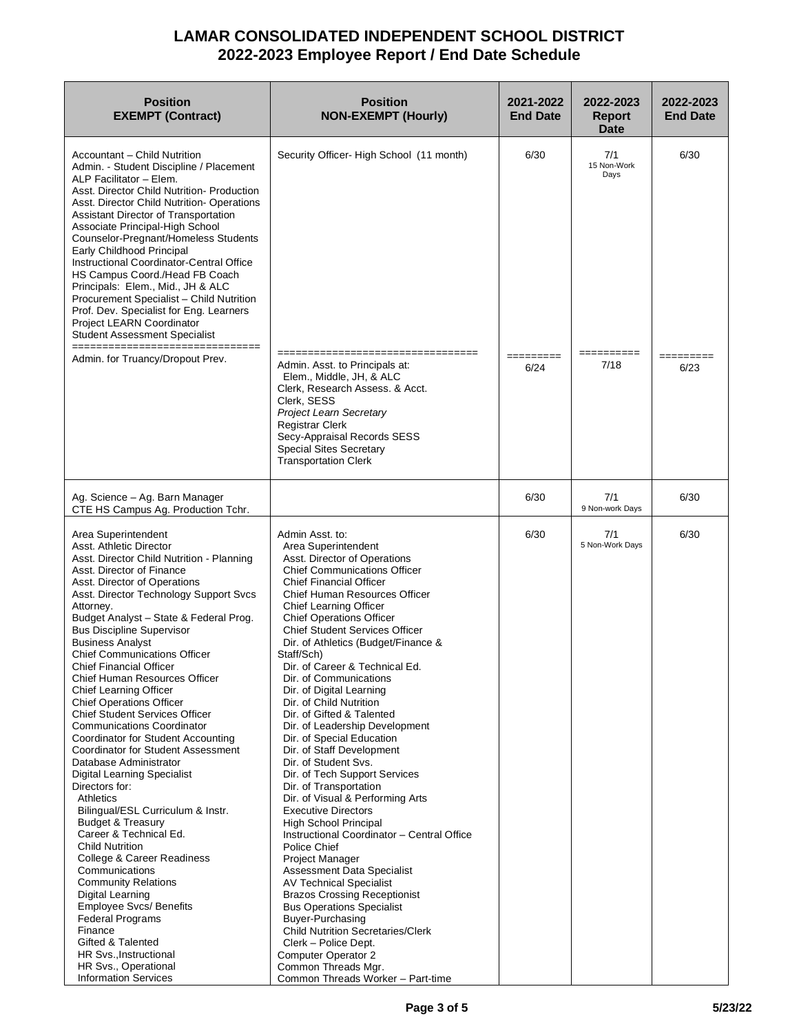# LAMAR CONSOLIDATED INDEPENDENT SCHOOL DISTRICT
## 2022-2023 Employee Report / End Date Schedule

| Position EXEMPT (Contract) | Position NON-EXEMPT (Hourly) | 2021-2022 End Date | 2022-2023 Report Date | 2022-2023 End Date |
|---|---|---|---|---|
| Accountant – Child Nutrition<br>Admin. - Student Discipline / Placement<br>ALP Facilitator – Elem.<br>Asst. Director Child Nutrition- Production<br>Asst. Director Child Nutrition- Operations<br>Assistant Director of Transportation<br>Associate Principal-High School<br>Counselor-Pregnant/Homeless Students<br>Early Childhood Principal<br>Instructional Coordinator-Central Office<br>HS Campus Coord./Head FB Coach<br>Principals: Elem., Mid., JH & ALC<br>Procurement Specialist – Child Nutrition<br>Prof. Dev. Specialist for Eng. Learners<br>Project LEARN Coordinator<br>Student Assessment Specialist | Security Officer- High School (11 month) | 6/30 | 7/1<br>15 Non-Work Days | 6/30 |
| Admin. for Truancy/Dropout Prev. | Admin. Asst. to Principals at:<br>Elem., Middle, JH, & ALC<br>Clerk, Research Assess. & Acct.<br>Clerk, SESS<br>*Project Learn Secretary*<br>Registrar Clerk<br>Secy-Appraisal Records SESS<br>Special Sites Secretary<br>Transportation Clerk | 6/24 | 7/18 | 6/23 |
| Ag. Science – Ag. Barn Manager<br>CTE HS Campus Ag. Production Tchr. | | 6/30 | 7/1<br>9 Non-work Days | 6/30 |
| Area Superintendent<br>Asst. Athletic Director<br>Asst. Director Child Nutrition - Planning<br>Asst. Director of Finance<br>Asst. Director of Operations<br>Asst. Director Technology Support Svcs<br>Attorney.<br>Budget Analyst – State & Federal Prog.<br>Bus Discipline Supervisor<br>Business Analyst<br>Chief Communications Officer<br>Chief Financial Officer<br>Chief Human Resources Officer<br>Chief Learning Officer<br>Chief Operations Officer<br>Chief Student Services Officer<br>Communications Coordinator<br>Coordinator for Student Accounting<br>Coordinator for Student Assessment<br>Database Administrator<br>Digital Learning Specialist<br>Directors for:<br>Athletics<br>Bilingual/ESL Curriculum & Instr.<br>Budget & Treasury<br>Career & Technical Ed.<br>Child Nutrition<br>College & Career Readiness<br>Communications<br>Community Relations<br>Digital Learning<br>Employee Svcs/ Benefits<br>Federal Programs<br>Finance<br>Gifted & Talented<br>HR Svs.,Instructional<br>HR Svs., Operational<br>Information Services | Admin Asst. to:<br>Area Superintendent<br>Asst. Director of Operations<br>Chief Communications Officer<br>Chief Financial Officer<br>Chief Human Resources Officer<br>Chief Learning Officer<br>Chief Operations Officer<br>Chief Student Services Officer<br>Dir. of Athletics (Budget/Finance & Staff/Sch)<br>Dir. of Career & Technical Ed.<br>Dir. of Communications<br>Dir. of Digital Learning<br>Dir. of Child Nutrition<br>Dir. of Gifted & Talented<br>Dir. of Leadership Development<br>Dir. of Special Education<br>Dir. of Staff Development<br>Dir. of Student Svs.<br>Dir. of Tech Support Services<br>Dir. of Transportation<br>Dir. of Visual & Performing Arts<br>Executive Directors<br>High School Principal<br>Instructional Coordinator – Central Office<br>Police Chief<br>Project Manager<br>Assessment Data Specialist<br>AV Technical Specialist<br>Brazos Crossing Receptionist<br>Bus Operations Specialist<br>Buyer-Purchasing<br>Child Nutrition Secretaries/Clerk<br>Clerk – Police Dept.<br>Computer Operator 2<br>Common Threads Mgr.<br>Common Threads Worker – Part-time | 6/30 | 7/1<br>5 Non-Work Days | 6/30 |

5/23/22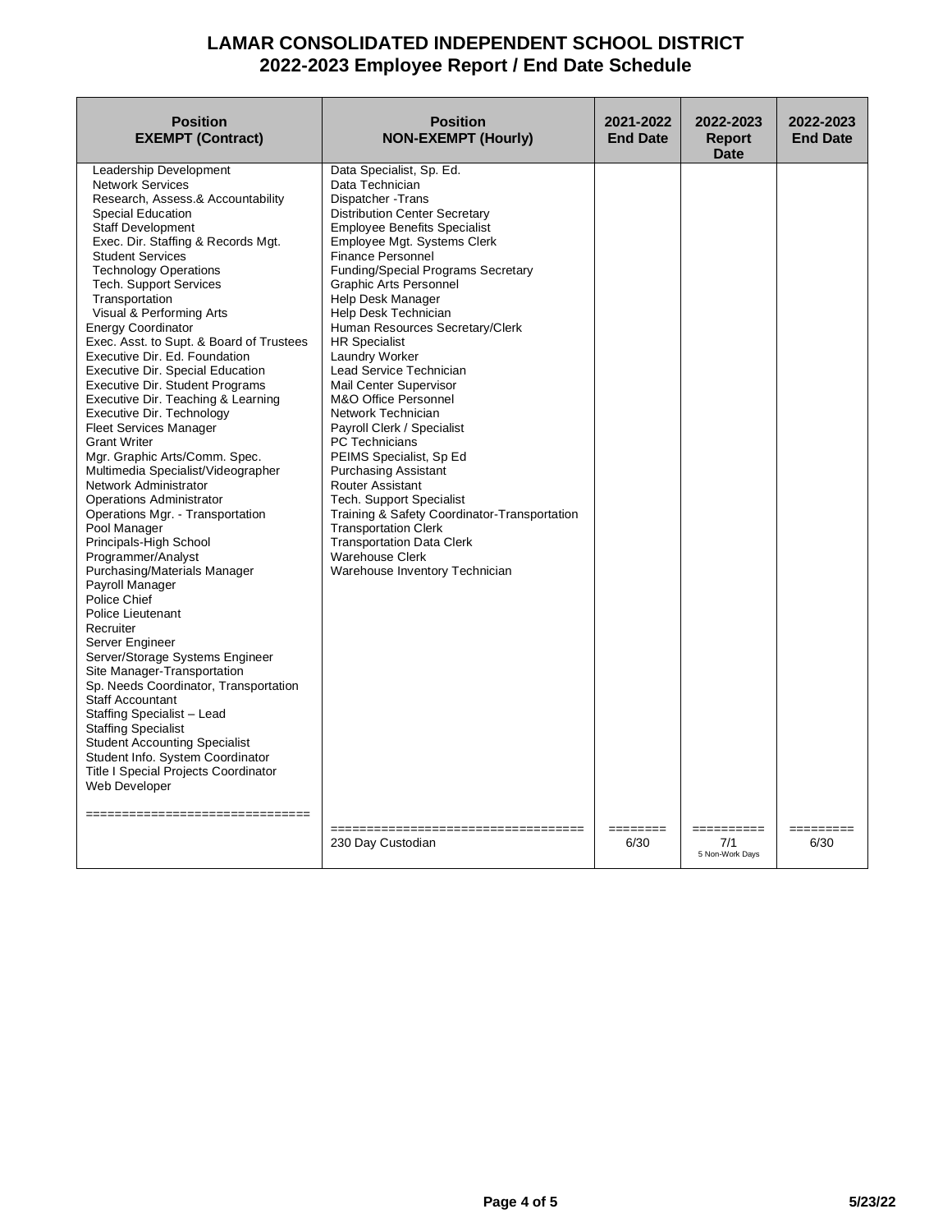# LAMAR CONSOLIDATED INDEPENDENT SCHOOL DISTRICT
## 2022-2023 Employee Report / End Date Schedule

| Position EXEMPT (Contract) | Position NON-EXEMPT (Hourly) | 2021-2022 End Date | 2022-2023 Report Date | 2022-2023 End Date |
|---|---|---|---|---|
| Leadership Development | Data Specialist, Sp. Ed. | | | |
| Network Services | Data Technician | | | |
| Research, Assess.& Accountability | Dispatcher -Trans | | | |
| Special Education | Distribution Center Secretary | | | |
| Staff Development | Employee Benefits Specialist | | | |
| Exec. Dir. Staffing & Records Mgt. | Employee Mgt. Systems Clerk | | | |
| Student Services | Finance Personnel | | | |
| Technology Operations | Funding/Special Programs Secretary | | | |
| Tech. Support Services | Graphic Arts Personnel | | | |
| Transportation | Help Desk Manager | | | |
| Visual & Performing Arts | Help Desk Technician | | | |
| Energy Coordinator | Human Resources Secretary/Clerk | | | |
| Exec. Asst. to Supt. & Board of Trustees | HR Specialist | | | |
| Executive Dir. Ed. Foundation | Laundry Worker | | | |
| Executive Dir. Special Education | Lead Service Technician | | | |
| Executive Dir. Student Programs | Mail Center Supervisor | | | |
| Executive Dir. Teaching & Learning | M&O Office Personnel | | | |
| Executive Dir. Technology | Network Technician | | | |
| Fleet Services Manager | Payroll Clerk / Specialist | | | |
| Grant Writer | PC Technicians | | | |
| Mgr. Graphic Arts/Comm. Spec. | PEIMS Specialist, Sp Ed | | | |
| Multimedia Specialist/Videographer | Purchasing Assistant | | | |
| Network Administrator | Router Assistant | | | |
| Operations Administrator | Tech. Support Specialist | | | |
| Operations Mgr. - Transportation | Training & Safety Coordinator-Transportation | | | |
| Pool Manager | Transportation Clerk | | | |
| Principals-High School | Transportation Data Clerk | | | |
| Programmer/Analyst | Warehouse Clerk | | | |
| Purchasing/Materials Manager | Warehouse Inventory Technician | | | |
| Payroll Manager | | | | |
| Police Chief | | | | |
| Police Lieutenant | | | | |
| Recruiter | | | | |
| Server Engineer | | | | |
| Server/Storage Systems Engineer | | | | |
| Site Manager-Transportation | | | | |
| Sp. Needs Coordinator, Transportation | | | | |
| Staff Accountant | | | | |
| Staffing Specialist – Lead | | | | |
| Staffing Specialist | | | | |
| Student Accounting Specialist | | | | |
| Student Info. System Coordinator | | | | |
| Title I Special Projects Coordinator | | | | |
| Web Developer | | | | |
| ============================== | ================================== | ======== | ========== | ========= |
| | 230 Day Custodian | 6/30 | 7/1 5 Non-Work Days | 6/30 |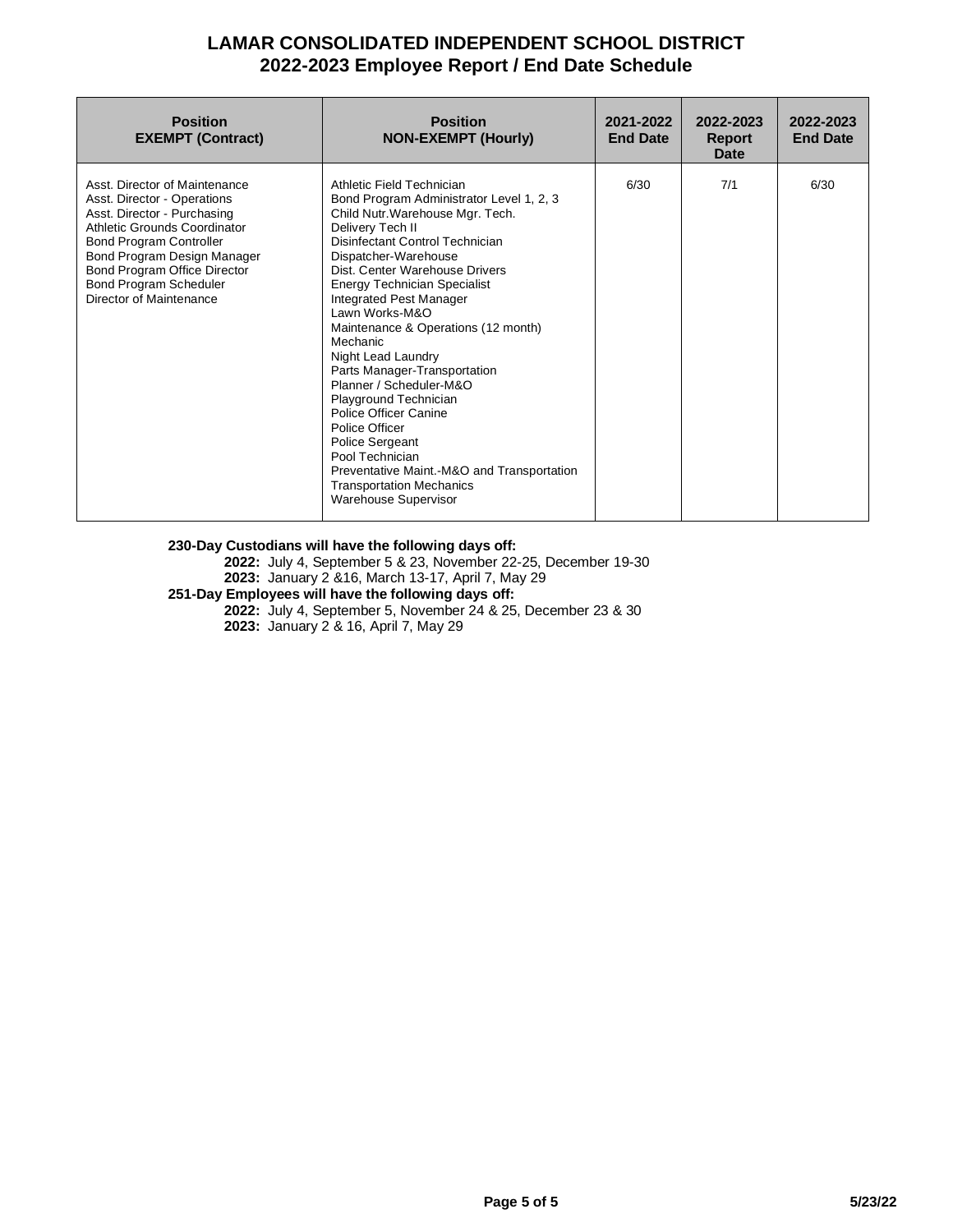# LAMAR CONSOLIDATED INDEPENDENT SCHOOL DISTRICT
## 2022-2023 Employee Report / End Date Schedule

| Position EXEMPT (Contract) | Position NON-EXEMPT (Hourly) | 2021-2022 End Date | 2022-2023 Report Date | 2022-2023 End Date |
|---|---|---|---|---|
| Asst. Director of Maintenance<br>Asst. Director - Operations<br>Asst. Director - Purchasing<br>Athletic Grounds Coordinator<br>Bond Program Controller<br>Bond Program Design Manager<br>Bond Program Office Director<br>Bond Program Scheduler<br>Director of Maintenance | Athletic Field Technician<br>Bond Program Administrator Level 1, 2, 3<br>Child Nutr.Warehouse Mgr. Tech.<br>Delivery Tech II<br>Disinfectant Control Technician<br>Dispatcher-Warehouse<br>Dist. Center Warehouse Drivers<br>Energy Technician Specialist<br>Integrated Pest Manager<br>Lawn Works-M&O<br>Maintenance & Operations (12 month)<br>Mechanic<br>Night Lead Laundry<br>Parts Manager-Transportation<br>Planner / Scheduler-M&O<br>Playground Technician<br>Police Officer Canine<br>Police Officer<br>Police Sergeant<br>Pool Technician<br>Preventative Maint.-M&O and Transportation<br>Transportation Mechanics<br>Warehouse Supervisor | 6/30 | 7/1 | 6/30 |

**230-Day Custodians will have the following days off:**

**2022:** July 4, September 5 & 23, November 22-25, December 19-30

**2023:** January 2 &16, March 13-17, April 7, May 29

**251-Day Employees will have the following days off:**

**2022:** July 4, September 5, November 24 & 25, December 23 & 30

**2023:** January 2 & 16, April 7, May 29

5/23/22